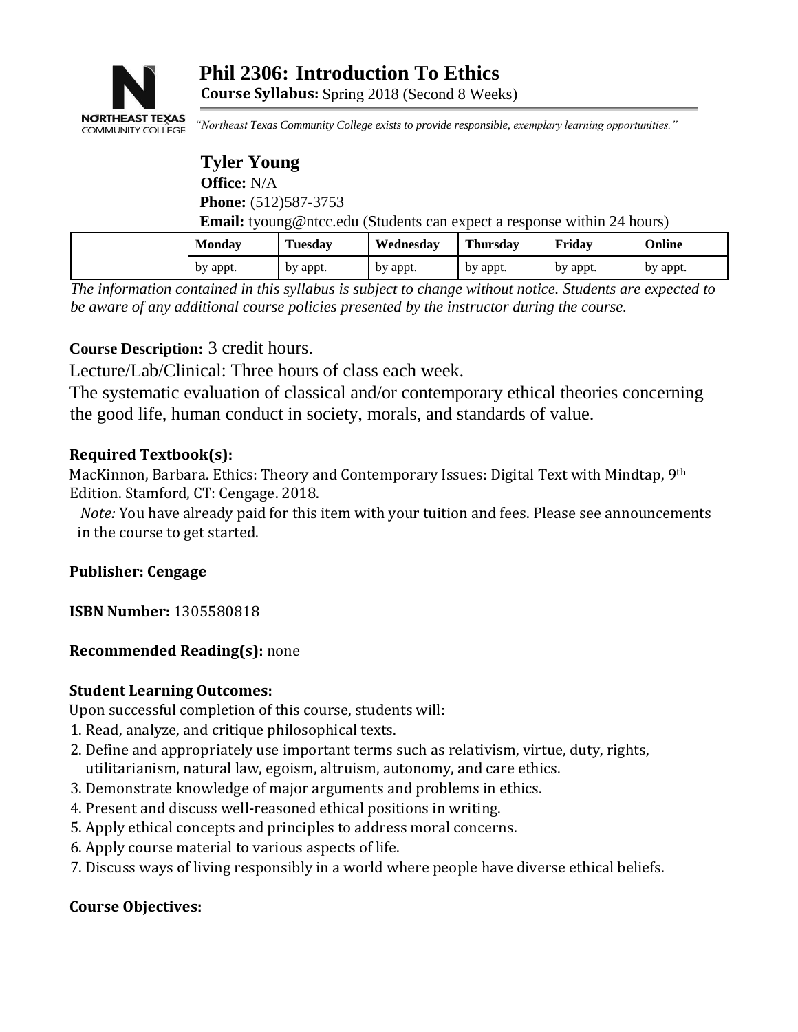# Phil 2306: Introduction To Ethics

**Course Syllabus:** Spring 2018 (Second 8 Weeks)

NORTHEAST TEXAS COMMUNITY COLLEGE

*"Northeast Texas Community College exists to provide responsible, exemplary learning opportunities."*

## Tyler Young

**Office:** N/A

**Phone:** (512)587-3753

**Email:** tyoung@ntcc.edu (Students can expect a response within 24 hours)

| | Monday | Tuesday | Wednesday | Thursday | Friday | Online |
|---|---|---|---|---|---|---|
| | by appt. | by appt. | by appt. | by appt. | by appt. | by appt. |

*The information contained in this syllabus is subject to change without notice. Students are expected to be aware of any additional course policies presented by the instructor during the course.*

**Course Description:** 3 credit hours.

Lecture/Lab/Clinical: Three hours of class each week.

The systematic evaluation of classical and/or contemporary ethical theories concerning the good life, human conduct in society, morals, and standards of value.

**Required Textbook(s):**

MacKinnon, Barbara. Ethics: Theory and Contemporary Issues: Digital Text with Mindtap, 9th Edition. Stamford, CT: Cengage. 2018.

*Note:* You have already paid for this item with your tuition and fees. Please see announcements in the course to get started.

**Publisher: Cengage**

**ISBN Number:** 1305580818

**Recommended Reading(s):** none

**Student Learning Outcomes:**

Upon successful completion of this course, students will:

1. Read, analyze, and critique philosophical texts.
2. Define and appropriately use important terms such as relativism, virtue, duty, rights, utilitarianism, natural law, egoism, altruism, autonomy, and care ethics.
3. Demonstrate knowledge of major arguments and problems in ethics.
4. Present and discuss well-reasoned ethical positions in writing.
5. Apply ethical concepts and principles to address moral concerns.
6. Apply course material to various aspects of life.
7. Discuss ways of living responsibly in a world where people have diverse ethical beliefs.

**Course Objectives:**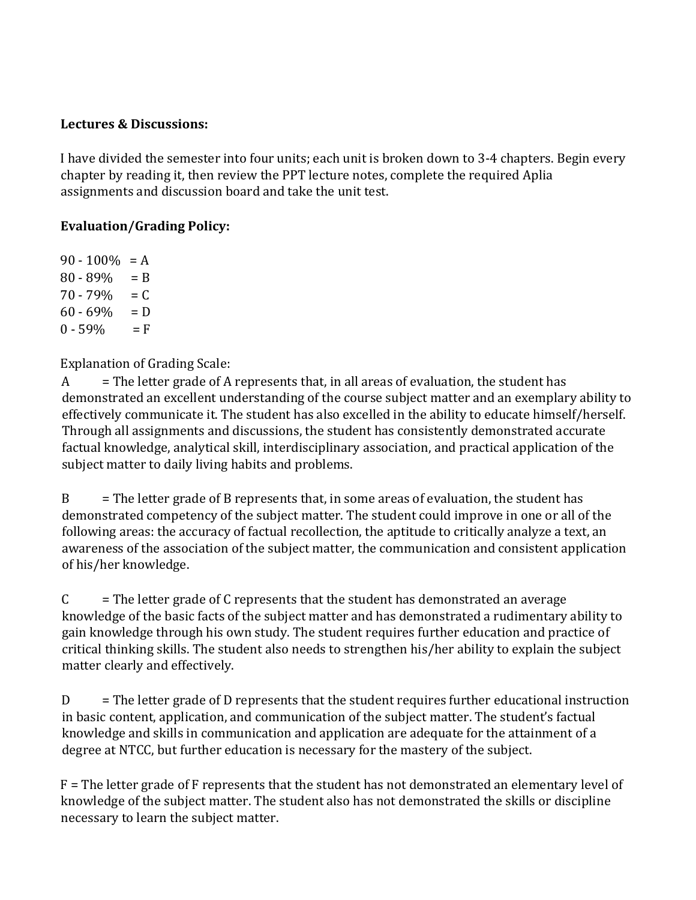**Lectures & Discussions:**

I have divided the semester into four units; each unit is broken down to 3-4 chapters. Begin every chapter by reading it, then review the PPT lecture notes, complete the required Aplia assignments and discussion board and take the unit test.

**Evaluation/Grading Policy:**

90 - 100% = A
80 - 89% = B
70 - 79% = C
60 - 69% = D
0 - 59% = F

Explanation of Grading Scale:

A = The letter grade of A represents that, in all areas of evaluation, the student has demonstrated an excellent understanding of the course subject matter and an exemplary ability to effectively communicate it. The student has also excelled in the ability to educate himself/herself. Through all assignments and discussions, the student has consistently demonstrated accurate factual knowledge, analytical skill, interdisciplinary association, and practical application of the subject matter to daily living habits and problems.

B = The letter grade of B represents that, in some areas of evaluation, the student has demonstrated competency of the subject matter. The student could improve in one or all of the following areas: the accuracy of factual recollection, the aptitude to critically analyze a text, an awareness of the association of the subject matter, the communication and consistent application of his/her knowledge.

C = The letter grade of C represents that the student has demonstrated an average knowledge of the basic facts of the subject matter and has demonstrated a rudimentary ability to gain knowledge through his own study. The student requires further education and practice of critical thinking skills. The student also needs to strengthen his/her ability to explain the subject matter clearly and effectively.

D = The letter grade of D represents that the student requires further educational instruction in basic content, application, and communication of the subject matter. The student's factual knowledge and skills in communication and application are adequate for the attainment of a degree at NTCC, but further education is necessary for the mastery of the subject.

F = The letter grade of F represents that the student has not demonstrated an elementary level of knowledge of the subject matter. The student also has not demonstrated the skills or discipline necessary to learn the subject matter.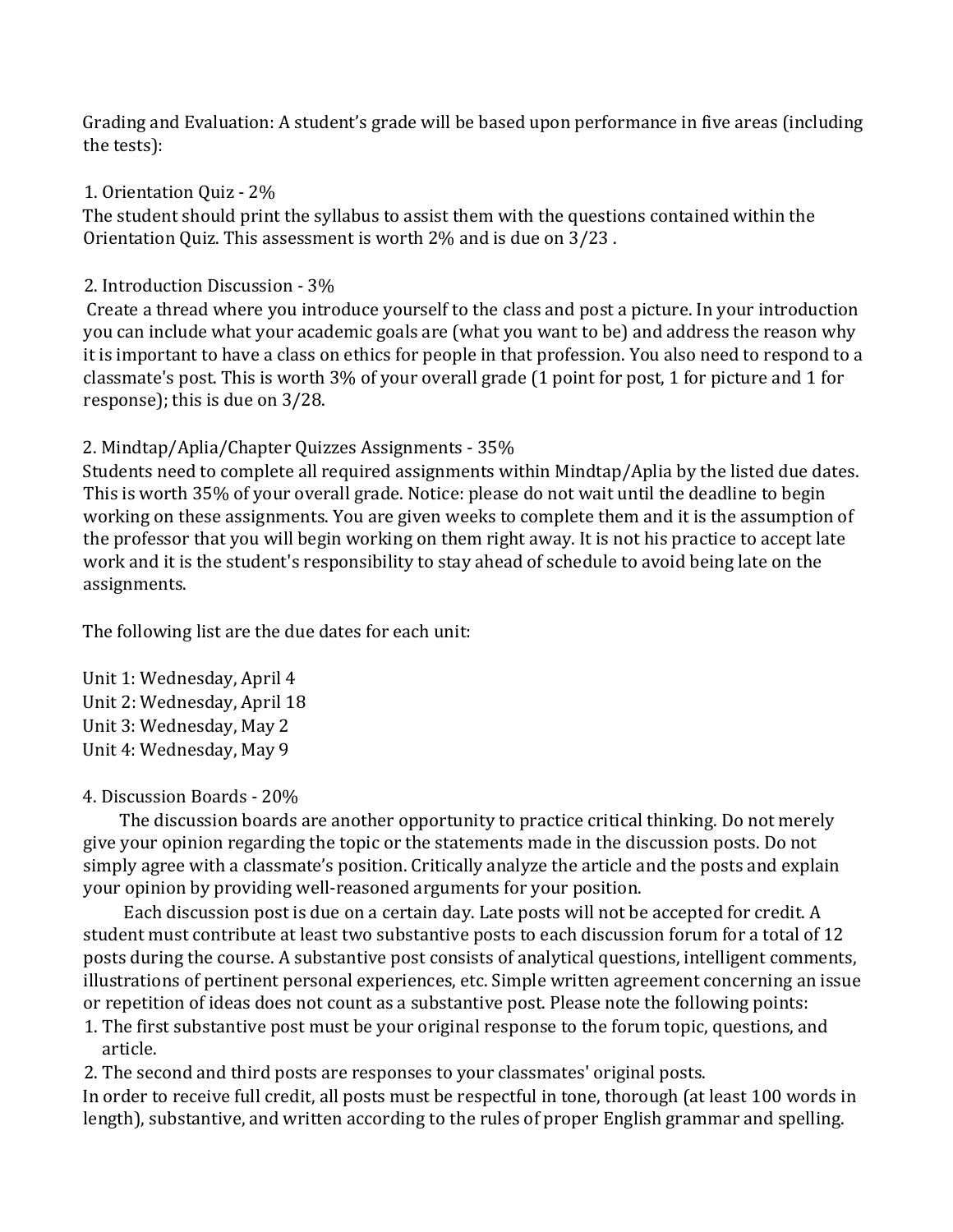Grading and Evaluation: A student's grade will be based upon performance in five areas (including the tests):

1. Orientation Quiz - 2%

The student should print the syllabus to assist them with the questions contained within the Orientation Quiz. This assessment is worth 2% and is due on 3/23 .

2. Introduction Discussion - 3%

Create a thread where you introduce yourself to the class and post a picture. In your introduction you can include what your academic goals are (what you want to be) and address the reason why it is important to have a class on ethics for people in that profession. You also need to respond to a classmate's post. This is worth 3% of your overall grade (1 point for post, 1 for picture and 1 for response); this is due on 3/28.

2. Mindtap/Aplia/Chapter Quizzes Assignments - 35%

Students need to complete all required assignments within Mindtap/Aplia by the listed due dates. This is worth 35% of your overall grade. Notice: please do not wait until the deadline to begin working on these assignments. You are given weeks to complete them and it is the assumption of the professor that you will begin working on them right away. It is not his practice to accept late work and it is the student's responsibility to stay ahead of schedule to avoid being late on the assignments.

The following list are the due dates for each unit:

Unit 1: Wednesday, April 4
Unit 2: Wednesday, April 18
Unit 3: Wednesday, May 2
Unit 4: Wednesday, May 9

4. Discussion Boards - 20%

The discussion boards are another opportunity to practice critical thinking. Do not merely give your opinion regarding the topic or the statements made in the discussion posts. Do not simply agree with a classmate's position. Critically analyze the article and the posts and explain your opinion by providing well-reasoned arguments for your position.

Each discussion post is due on a certain day. Late posts will not be accepted for credit. A student must contribute at least two substantive posts to each discussion forum for a total of 12 posts during the course. A substantive post consists of analytical questions, intelligent comments, illustrations of pertinent personal experiences, etc. Simple written agreement concerning an issue or repetition of ideas does not count as a substantive post. Please note the following points:

1. The first substantive post must be your original response to the forum topic, questions, and article.
2. The second and third posts are responses to your classmates' original posts.

In order to receive full credit, all posts must be respectful in tone, thorough (at least 100 words in length), substantive, and written according to the rules of proper English grammar and spelling.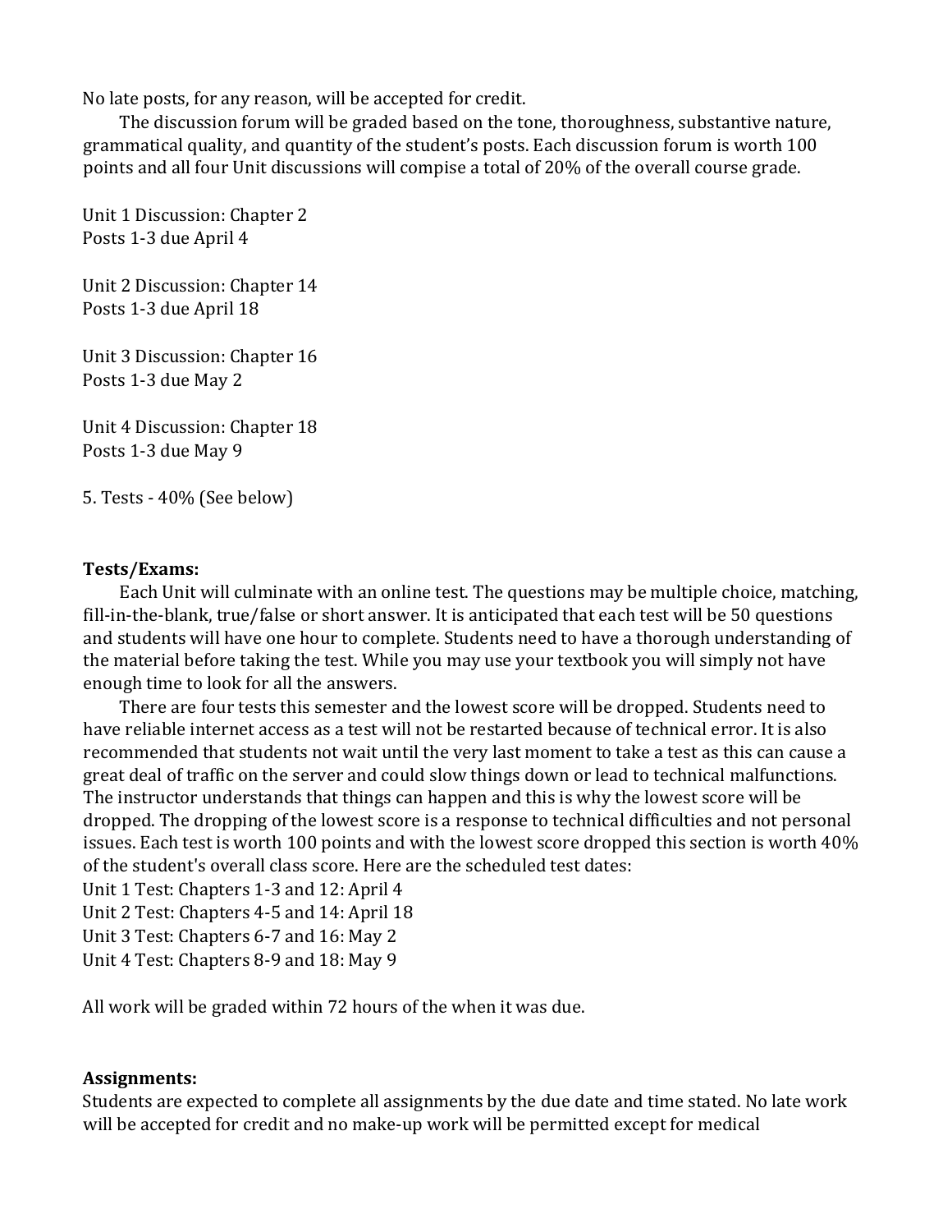No late posts, for any reason, will be accepted for credit.

The discussion forum will be graded based on the tone, thoroughness, substantive nature, grammatical quality, and quantity of the student's posts. Each discussion forum is worth 100 points and all four Unit discussions will compise a total of 20% of the overall course grade.

Unit 1 Discussion: Chapter 2
Posts 1-3 due April 4

Unit 2 Discussion: Chapter 14
Posts 1-3 due April 18

Unit 3 Discussion: Chapter 16
Posts 1-3 due May 2

Unit 4 Discussion: Chapter 18
Posts 1-3 due May 9

5. Tests - 40% (See below)

**Tests/Exams:**

Each Unit will culminate with an online test. The questions may be multiple choice, matching, fill-in-the-blank, true/false or short answer. It is anticipated that each test will be 50 questions and students will have one hour to complete. Students need to have a thorough understanding of the material before taking the test. While you may use your textbook you will simply not have enough time to look for all the answers.

There are four tests this semester and the lowest score will be dropped. Students need to have reliable internet access as a test will not be restarted because of technical error. It is also recommended that students not wait until the very last moment to take a test as this can cause a great deal of traffic on the server and could slow things down or lead to technical malfunctions. The instructor understands that things can happen and this is why the lowest score will be dropped. The dropping of the lowest score is a response to technical difficulties and not personal issues. Each test is worth 100 points and with the lowest score dropped this section is worth 40% of the student's overall class score. Here are the scheduled test dates:
Unit 1 Test: Chapters 1-3 and 12: April 4
Unit 2 Test: Chapters 4-5 and 14: April 18
Unit 3 Test: Chapters 6-7 and 16: May 2
Unit 4 Test: Chapters 8-9 and 18: May 9

All work will be graded within 72 hours of the when it was due.

**Assignments:**

Students are expected to complete all assignments by the due date and time stated. No late work will be accepted for credit and no make-up work will be permitted except for medical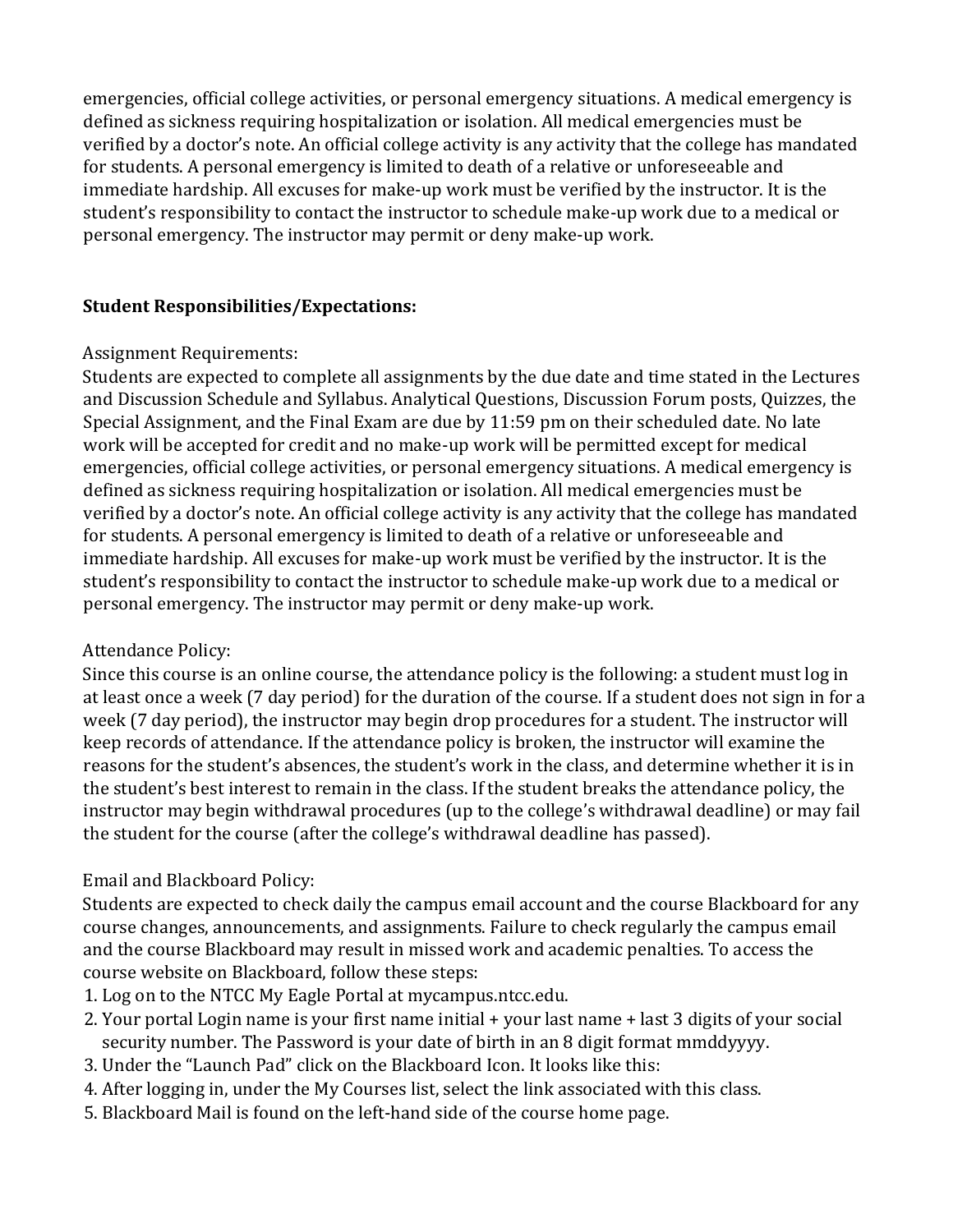emergencies, official college activities, or personal emergency situations. A medical emergency is defined as sickness requiring hospitalization or isolation. All medical emergencies must be verified by a doctor's note. An official college activity is any activity that the college has mandated for students. A personal emergency is limited to death of a relative or unforeseeable and immediate hardship. All excuses for make-up work must be verified by the instructor. It is the student's responsibility to contact the instructor to schedule make-up work due to a medical or personal emergency. The instructor may permit or deny make-up work.

**Student Responsibilities/Expectations:**

Assignment Requirements:
Students are expected to complete all assignments by the due date and time stated in the Lectures and Discussion Schedule and Syllabus. Analytical Questions, Discussion Forum posts, Quizzes, the Special Assignment, and the Final Exam are due by 11:59 pm on their scheduled date. No late work will be accepted for credit and no make-up work will be permitted except for medical emergencies, official college activities, or personal emergency situations. A medical emergency is defined as sickness requiring hospitalization or isolation. All medical emergencies must be verified by a doctor's note. An official college activity is any activity that the college has mandated for students. A personal emergency is limited to death of a relative or unforeseeable and immediate hardship. All excuses for make-up work must be verified by the instructor. It is the student's responsibility to contact the instructor to schedule make-up work due to a medical or personal emergency. The instructor may permit or deny make-up work.

Attendance Policy:
Since this course is an online course, the attendance policy is the following: a student must log in at least once a week (7 day period) for the duration of the course. If a student does not sign in for a week (7 day period), the instructor may begin drop procedures for a student. The instructor will keep records of attendance. If the attendance policy is broken, the instructor will examine the reasons for the student's absences, the student's work in the class, and determine whether it is in the student's best interest to remain in the class. If the student breaks the attendance policy, the instructor may begin withdrawal procedures (up to the college's withdrawal deadline) or may fail the student for the course (after the college's withdrawal deadline has passed).

Email and Blackboard Policy:
Students are expected to check daily the campus email account and the course Blackboard for any course changes, announcements, and assignments. Failure to check regularly the campus email and the course Blackboard may result in missed work and academic penalties. To access the course website on Blackboard, follow these steps:

1. Log on to the NTCC My Eagle Portal at mycampus.ntcc.edu.
2. Your portal Login name is your first name initial + your last name + last 3 digits of your social security number. The Password is your date of birth in an 8 digit format mmddyyyy.
3. Under the "Launch Pad" click on the Blackboard Icon. It looks like this:
4. After logging in, under the My Courses list, select the link associated with this class.
5. Blackboard Mail is found on the left-hand side of the course home page.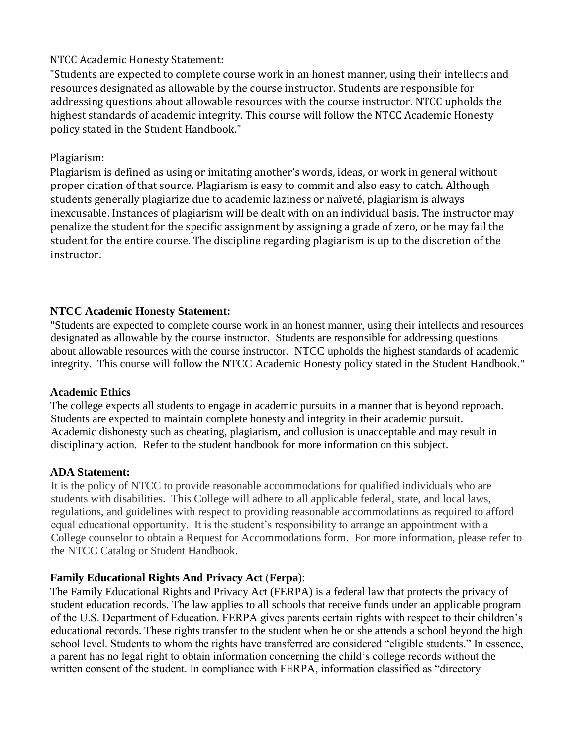NTCC Academic Honesty Statement:

"Students are expected to complete course work in an honest manner, using their intellects and resources designated as allowable by the course instructor. Students are responsible for addressing questions about allowable resources with the course instructor. NTCC upholds the highest standards of academic integrity. This course will follow the NTCC Academic Honesty policy stated in the Student Handbook."

Plagiarism:

Plagiarism is defined as using or imitating another's words, ideas, or work in general without proper citation of that source. Plagiarism is easy to commit and also easy to catch. Although students generally plagiarize due to academic laziness or naïveté, plagiarism is always inexcusable. Instances of plagiarism will be dealt with on an individual basis. The instructor may penalize the student for the specific assignment by assigning a grade of zero, or he may fail the student for the entire course. The discipline regarding plagiarism is up to the discretion of the instructor.

**NTCC Academic Honesty Statement:**

"Students are expected to complete course work in an honest manner, using their intellects and resources designated as allowable by the course instructor. Students are responsible for addressing questions about allowable resources with the course instructor. NTCC upholds the highest standards of academic integrity. This course will follow the NTCC Academic Honesty policy stated in the Student Handbook."

**Academic Ethics**

The college expects all students to engage in academic pursuits in a manner that is beyond reproach. Students are expected to maintain complete honesty and integrity in their academic pursuit. Academic dishonesty such as cheating, plagiarism, and collusion is unacceptable and may result in disciplinary action. Refer to the student handbook for more information on this subject.

**ADA Statement:**

It is the policy of NTCC to provide reasonable accommodations for qualified individuals who are students with disabilities. This College will adhere to all applicable federal, state, and local laws, regulations, and guidelines with respect to providing reasonable accommodations as required to afford equal educational opportunity. It is the student's responsibility to arrange an appointment with a College counselor to obtain a Request for Accommodations form. For more information, please refer to the NTCC Catalog or Student Handbook.

**Family Educational Rights And Privacy Act** (**Ferpa**):

The Family Educational Rights and Privacy Act (FERPA) is a federal law that protects the privacy of student education records. The law applies to all schools that receive funds under an applicable program of the U.S. Department of Education. FERPA gives parents certain rights with respect to their children's educational records. These rights transfer to the student when he or she attends a school beyond the high school level. Students to whom the rights have transferred are considered "eligible students." In essence, a parent has no legal right to obtain information concerning the child's college records without the written consent of the student. In compliance with FERPA, information classified as "directory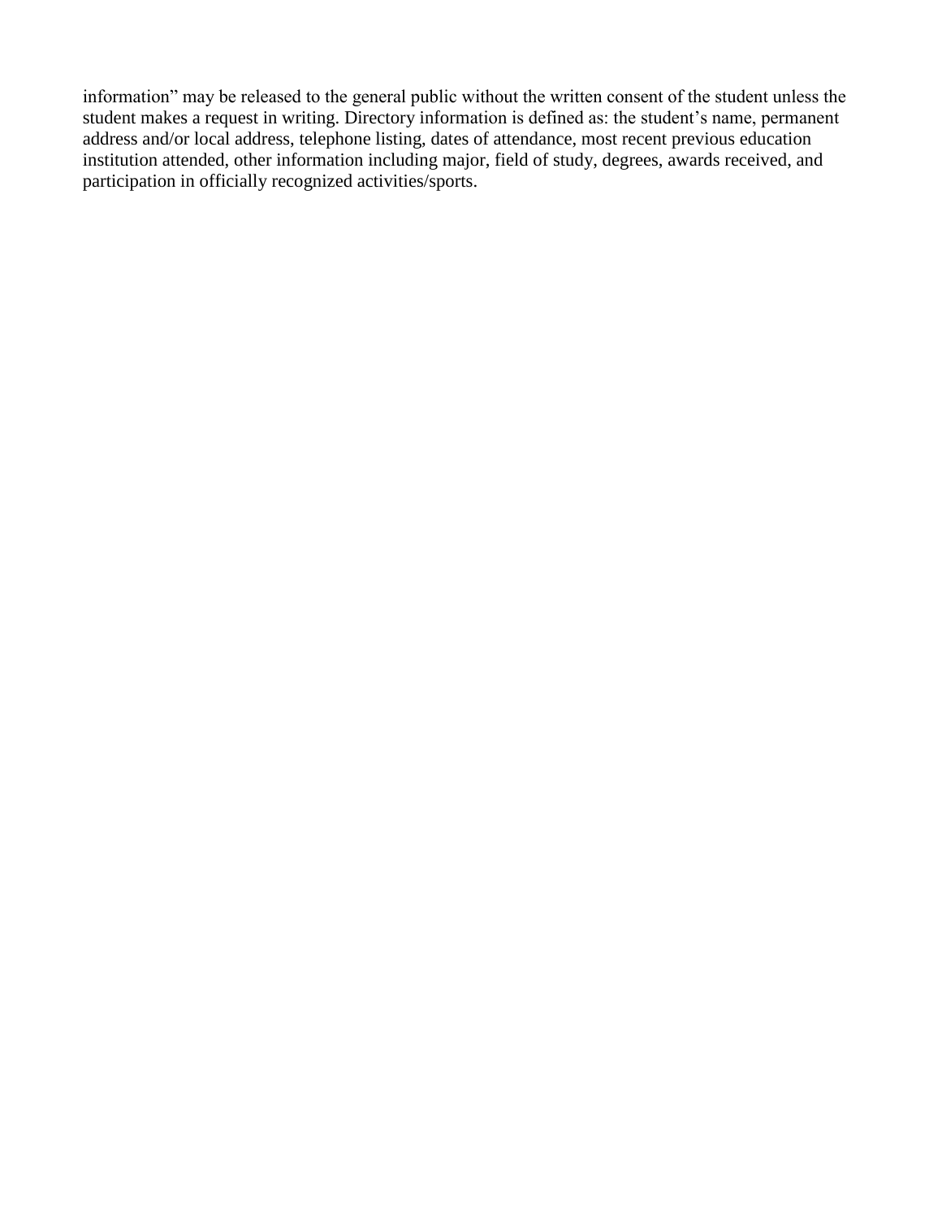information” may be released to the general public without the written consent of the student unless the student makes a request in writing. Directory information is defined as: the student’s name, permanent address and/or local address, telephone listing, dates of attendance, most recent previous education institution attended, other information including major, field of study, degrees, awards received, and participation in officially recognized activities/sports.